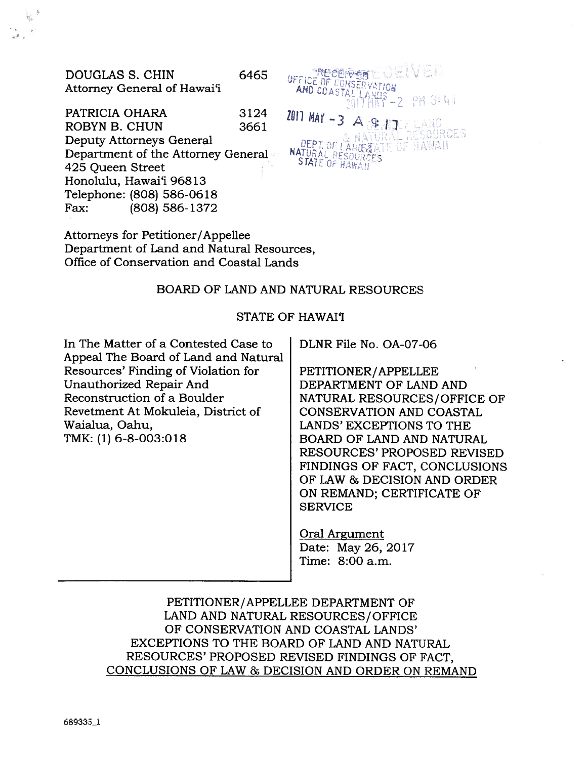DOUGLAS S. CHIN 6465
Attorney General of Hawaiʻi

PATRICIA OHARA 3124
ROBYN B. CHUN 3661
Deputy Attorneys General
Department of the Attorney General
425 Queen Street
Honolulu, Hawaiʻi 96813
Telephone: (808) 586-0618
Fax: (808) 586-1372

RECEIVED
OFFICE OF CONSERVATION AND COASTAL LANDS
2017 MAY -3 A 9:17
DEPT. OF LAND & NATURAL RESOURCES STATE OF HAWAII

RECEIVED
2017 MAY -2 PM 3:41
LAND & NATURAL RESOURCES STATE OF HAWAII

Attorneys for Petitioner/Appellee
Department of Land and Natural Resources,
Office of Conservation and Coastal Lands

BOARD OF LAND AND NATURAL RESOURCES

STATE OF HAWAIʻI

| | |
|---|---|
| In The Matter of a Contested Case to Appeal The Board of Land and Natural Resources' Finding of Violation for Unauthorized Repair And Reconstruction of a Boulder Revetment At Mokuleia, District of Waialua, Oahu, TMK: (1) 6-8-003:018 | DLNR File No. OA-07-06<br><br>PETITIONER/APPELLEE DEPARTMENT OF LAND AND NATURAL RESOURCES/OFFICE OF CONSERVATION AND COASTAL LANDS' EXCEPTIONS TO THE BOARD OF LAND AND NATURAL RESOURCES' PROPOSED REVISED FINDINGS OF FACT, CONCLUSIONS OF LAW & DECISION AND ORDER ON REMAND; CERTIFICATE OF SERVICE<br><br>Oral Argument<br>Date: May 26, 2017<br>Time: 8:00 a.m. |

PETITIONER/APPELLEE DEPARTMENT OF LAND AND NATURAL RESOURCES/OFFICE OF CONSERVATION AND COASTAL LANDS' EXCEPTIONS TO THE BOARD OF LAND AND NATURAL RESOURCES' PROPOSED REVISED FINDINGS OF FACT, CONCLUSIONS OF LAW & DECISION AND ORDER ON REMAND

689335_1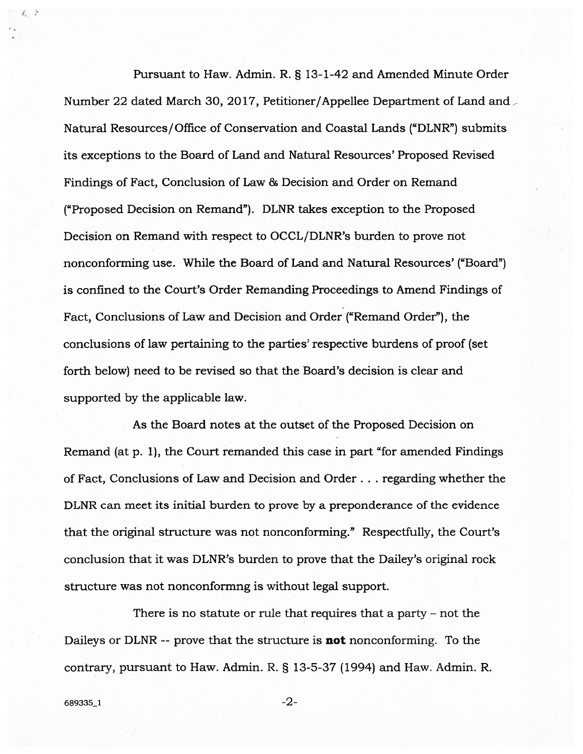Pursuant to Haw. Admin. R. § 13-1-42 and Amended Minute Order Number 22 dated March 30, 2017, Petitioner/Appellee Department of Land and Natural Resources/Office of Conservation and Coastal Lands ("DLNR") submits its exceptions to the Board of Land and Natural Resources' Proposed Revised Findings of Fact, Conclusion of Law & Decision and Order on Remand ("Proposed Decision on Remand"). DLNR takes exception to the Proposed Decision on Remand with respect to OCCL/DLNR's burden to prove not nonconforming use. While the Board of Land and Natural Resources' ("Board") is confined to the Court's Order Remanding Proceedings to Amend Findings of Fact, Conclusions of Law and Decision and Order ("Remand Order"), the conclusions of law pertaining to the parties' respective burdens of proof (set forth below) need to be revised so that the Board's decision is clear and supported by the applicable law.

As the Board notes at the outset of the Proposed Decision on Remand (at p. 1), the Court remanded this case in part "for amended Findings of Fact, Conclusions of Law and Decision and Order . . . regarding whether the DLNR can meet its initial burden to prove by a preponderance of the evidence that the original structure was not nonconforming." Respectfully, the Court's conclusion that it was DLNR's burden to prove that the Dailey's original rock structure was not nonconformng is without legal support.

There is no statute or rule that requires that a party – not the Daileys or DLNR -- prove that the structure is **not** nonconforming. To the contrary, pursuant to Haw. Admin. R. § 13-5-37 (1994) and Haw. Admin. R.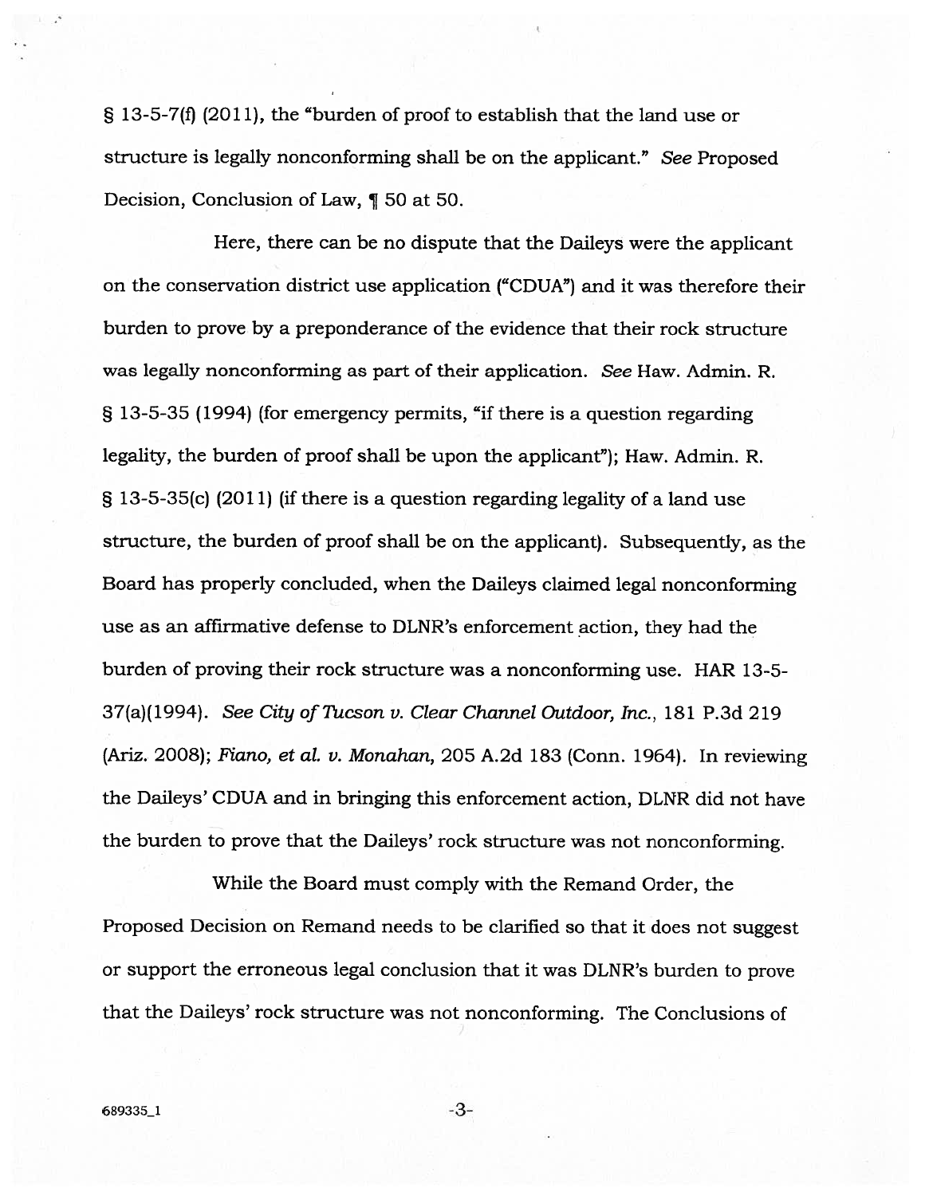§ 13-5-7(f) (2011), the "burden of proof to establish that the land use or structure is legally nonconforming shall be on the applicant." *See* Proposed Decision, Conclusion of Law, ¶ 50 at 50.

Here, there can be no dispute that the Daileys were the applicant on the conservation district use application ("CDUA") and it was therefore their burden to prove by a preponderance of the evidence that their rock structure was legally nonconforming as part of their application. *See* Haw. Admin. R. § 13-5-35 (1994) (for emergency permits, "if there is a question regarding legality, the burden of proof shall be upon the applicant"); Haw. Admin. R. § 13-5-35(c) (2011) (if there is a question regarding legality of a land use structure, the burden of proof shall be on the applicant). Subsequently, as the Board has properly concluded, when the Daileys claimed legal nonconforming use as an affirmative defense to DLNR's enforcement action, they had the burden of proving their rock structure was a nonconforming use. HAR 13-5-37(a)(1994). *See City of Tucson v. Clear Channel Outdoor, Inc.*, 181 P.3d 219 (Ariz. 2008); *Fiano, et al. v. Monahan*, 205 A.2d 183 (Conn. 1964). In reviewing the Daileys' CDUA and in bringing this enforcement action, DLNR did not have the burden to prove that the Daileys' rock structure was not nonconforming.

While the Board must comply with the Remand Order, the Proposed Decision on Remand needs to be clarified so that it does not suggest or support the erroneous legal conclusion that it was DLNR's burden to prove that the Daileys' rock structure was not nonconforming. The Conclusions of

689335_1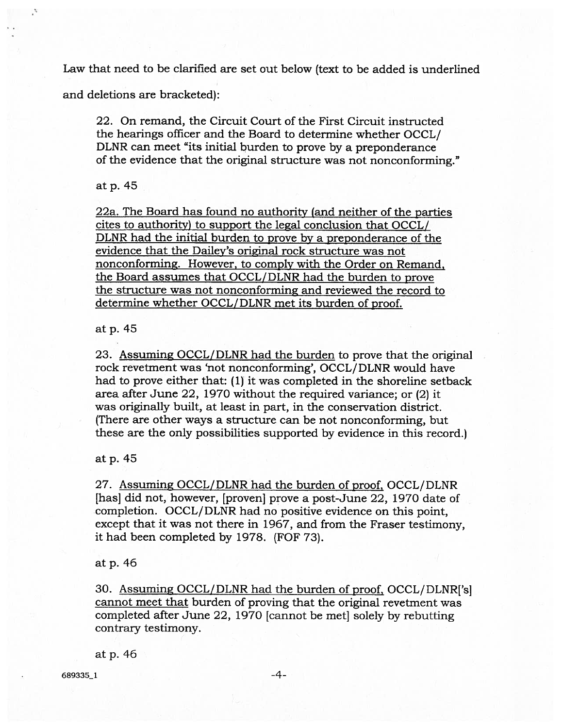Law that need to be clarified are set out below (text to be added is underlined and deletions are bracketed):

> 22. On remand, the Circuit Court of the First Circuit instructed the hearings officer and the Board to determine whether OCCL/DLNR can meet "its initial burden to prove by a preponderance of the evidence that the original structure was not nonconforming."
>
> at p. 45
>
> <u>22a. The Board has found no authority (and neither of the parties cites to authority) to support the legal conclusion that OCCL/DLNR had the initial burden to prove by a preponderance of the evidence that the Dailey's original rock structure was not nonconforming. However, to comply with the Order on Remand, the Board assumes that OCCL/DLNR had the burden to prove the structure was not nonconforming and reviewed the record to determine whether OCCL/DLNR met its burden of proof.</u>
>
> at p. 45
>
> 23. <u>Assuming OCCL/DLNR had the burden</u> to prove that the original rock revetment was 'not nonconforming', OCCL/DLNR would have had to prove either that: (1) it was completed in the shoreline setback area after June 22, 1970 without the required variance; or (2) it was originally built, at least in part, in the conservation district. (There are other ways a structure can be not nonconforming, but these are the only possibilities supported by evidence in this record.)
>
> at p. 45
>
> 27. <u>Assuming OCCL/DLNR had the burden of proof,</u> OCCL/DLNR [has] did not, however, [proven] prove a post-June 22, 1970 date of completion. OCCL/DLNR had no positive evidence on this point, except that it was not there in 1967, and from the Fraser testimony, it had been completed by 1978. (FOF 73).
>
> at p. 46
>
> 30. <u>Assuming OCCL/DLNR had the burden of proof,</u> OCCL/DLNR['s] <u>cannot meet that</u> burden of proving that the original revetment was completed after June 22, 1970 [cannot be met] solely by rebutting contrary testimony.
>
> at p. 46

689335_1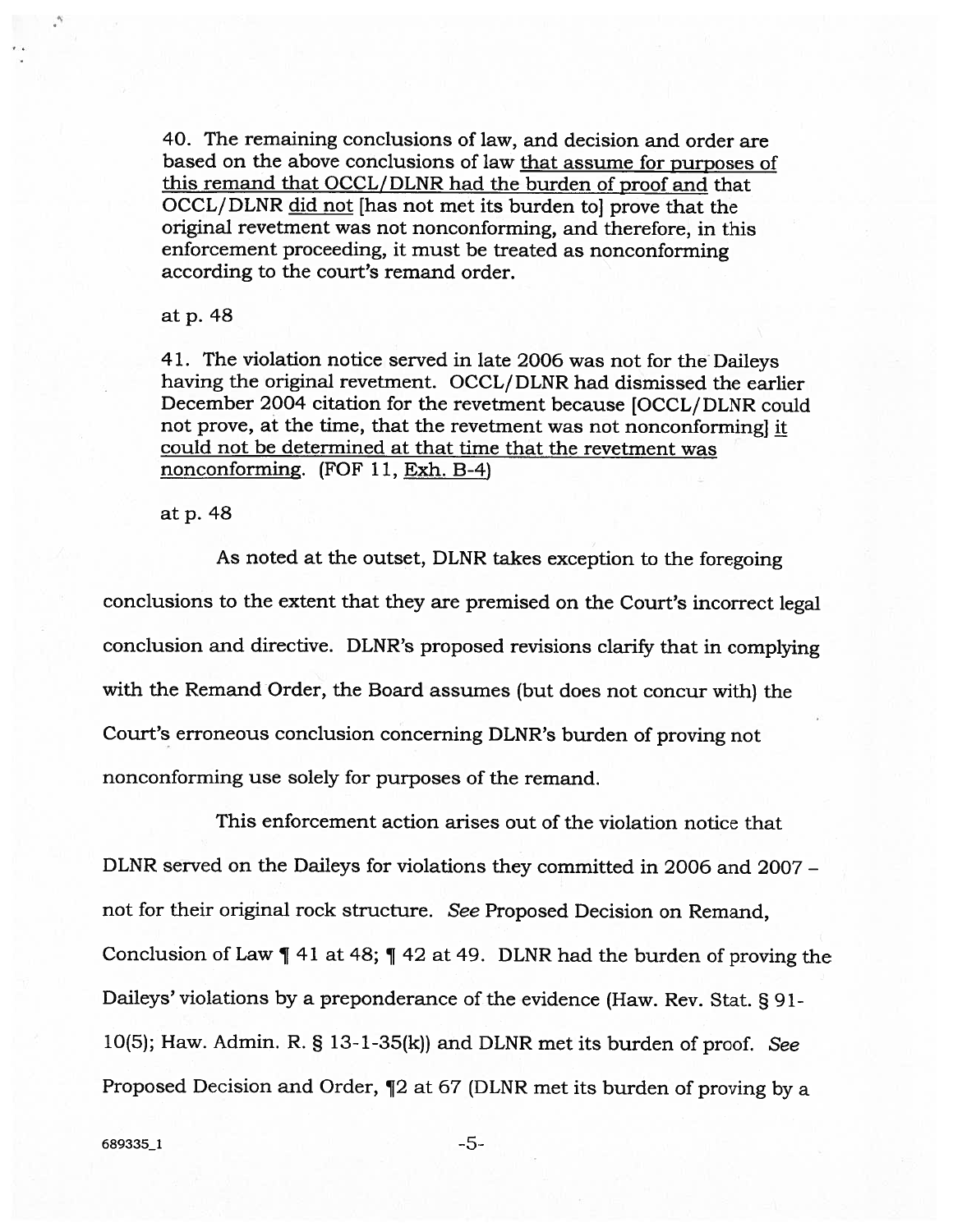40. The remaining conclusions of law, and decision and order are based on the above conclusions of law <u>that assume for purposes of this remand that OCCL/DLNR had the burden of proof and</u> that OCCL/DLNR <u>did not</u> [has not met its burden to] prove that the original revetment was not nonconforming, and therefore, in this enforcement proceeding, it must be treated as nonconforming according to the court's remand order.

at p. 48

41. The violation notice served in late 2006 was not for the Daileys having the original revetment. OCCL/DLNR had dismissed the earlier December 2004 citation for the revetment because [OCCL/DLNR could not prove, at the time, that the revetment was not nonconforming] <u>it could not be determined at that time that the revetment was nonconforming</u>. (FOF 11, <u>Exh. B-4</u>)

at p. 48

As noted at the outset, DLNR takes exception to the foregoing conclusions to the extent that they are premised on the Court's incorrect legal conclusion and directive. DLNR's proposed revisions clarify that in complying with the Remand Order, the Board assumes (but does not concur with) the Court's erroneous conclusion concerning DLNR's burden of proving not nonconforming use solely for purposes of the remand.

This enforcement action arises out of the violation notice that DLNR served on the Daileys for violations they committed in 2006 and 2007 – not for their original rock structure. *See* Proposed Decision on Remand, Conclusion of Law ¶ 41 at 48; ¶ 42 at 49. DLNR had the burden of proving the Daileys' violations by a preponderance of the evidence (Haw. Rev. Stat. § 91-10(5); Haw. Admin. R. § 13-1-35(k)) and DLNR met its burden of proof. *See* Proposed Decision and Order, ¶2 at 67 (DLNR met its burden of proving by a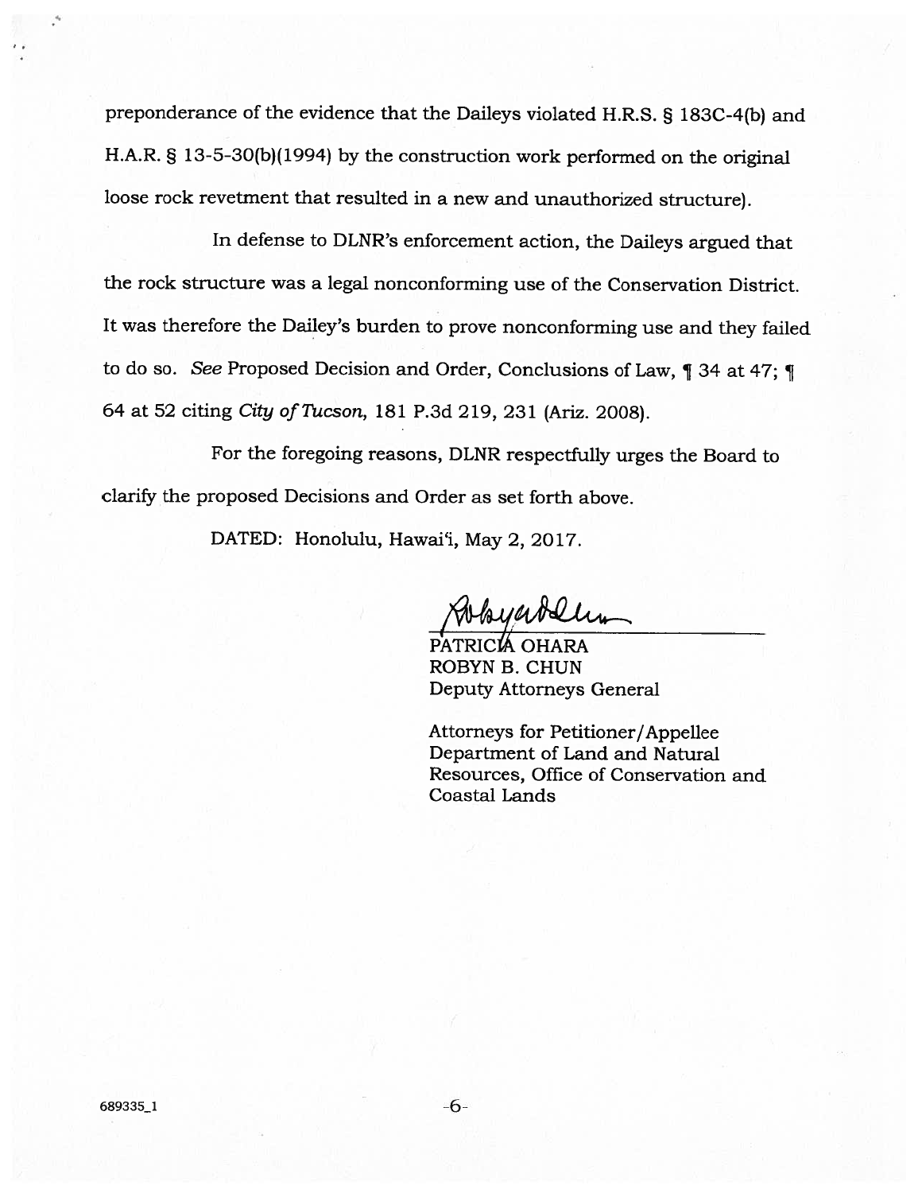preponderance of the evidence that the Daileys violated H.R.S. § 183C-4(b) and H.A.R. § 13-5-30(b)(1994) by the construction work performed on the original loose rock revetment that resulted in a new and unauthorized structure).

In defense to DLNR's enforcement action, the Daileys argued that the rock structure was a legal nonconforming use of the Conservation District. It was therefore the Dailey's burden to prove nonconforming use and they failed to do so. *See* Proposed Decision and Order, Conclusions of Law, ¶ 34 at 47; ¶ 64 at 52 citing *City of Tucson*, 181 P.3d 219, 231 (Ariz. 2008).

For the foregoing reasons, DLNR respectfully urges the Board to clarify the proposed Decisions and Order as set forth above.

DATED: Honolulu, Hawai'i, May 2, 2017.

PATRICIA OHARA
ROBYN B. CHUN
Deputy Attorneys General

Attorneys for Petitioner/Appellee
Department of Land and Natural Resources, Office of Conservation and Coastal Lands

689335_1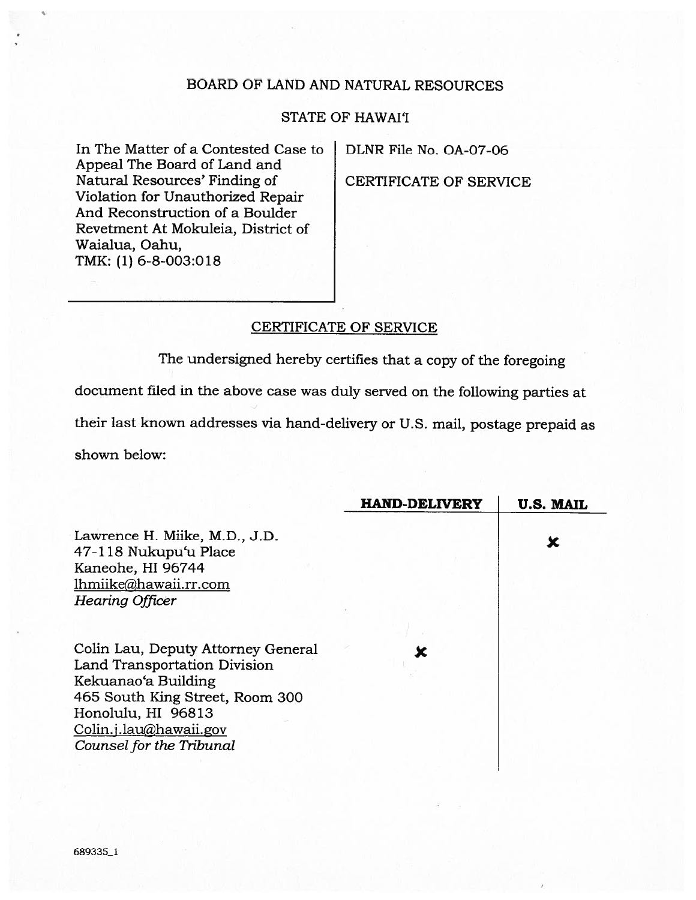BOARD OF LAND AND NATURAL RESOURCES

STATE OF HAWAIʻI

| In The Matter of a Contested Case to Appeal The Board of Land and Natural Resources' Finding of Violation for Unauthorized Repair And Reconstruction of a Boulder Revetment At Mokuleia, District of Waialua, Oahu, TMK: (1) 6-8-003:018 | DLNR File No. OA-07-06<br><br>CERTIFICATE OF SERVICE |
| --- | --- |

CERTIFICATE OF SERVICE

The undersigned hereby certifies that a copy of the foregoing document filed in the above case was duly served on the following parties at their last known addresses via hand-delivery or U.S. mail, postage prepaid as shown below:

| | **HAND-DELIVERY** | **U.S. MAIL** |
| --- | --- | --- |
| Lawrence H. Miike, M.D., J.D.<br>47-118 Nukupuʻu Place<br>Kaneohe, HI 96744<br>lhmiike@hawaii.rr.com<br>*Hearing Officer* | | ✗ |
| Colin Lau, Deputy Attorney General<br>Land Transportation Division<br>Kekuanaoʻa Building<br>465 South King Street, Room 300<br>Honolulu, HI 96813<br>Colin.j.lau@hawaii.gov<br>*Counsel for the Tribunal* | ✗ | |

689335_1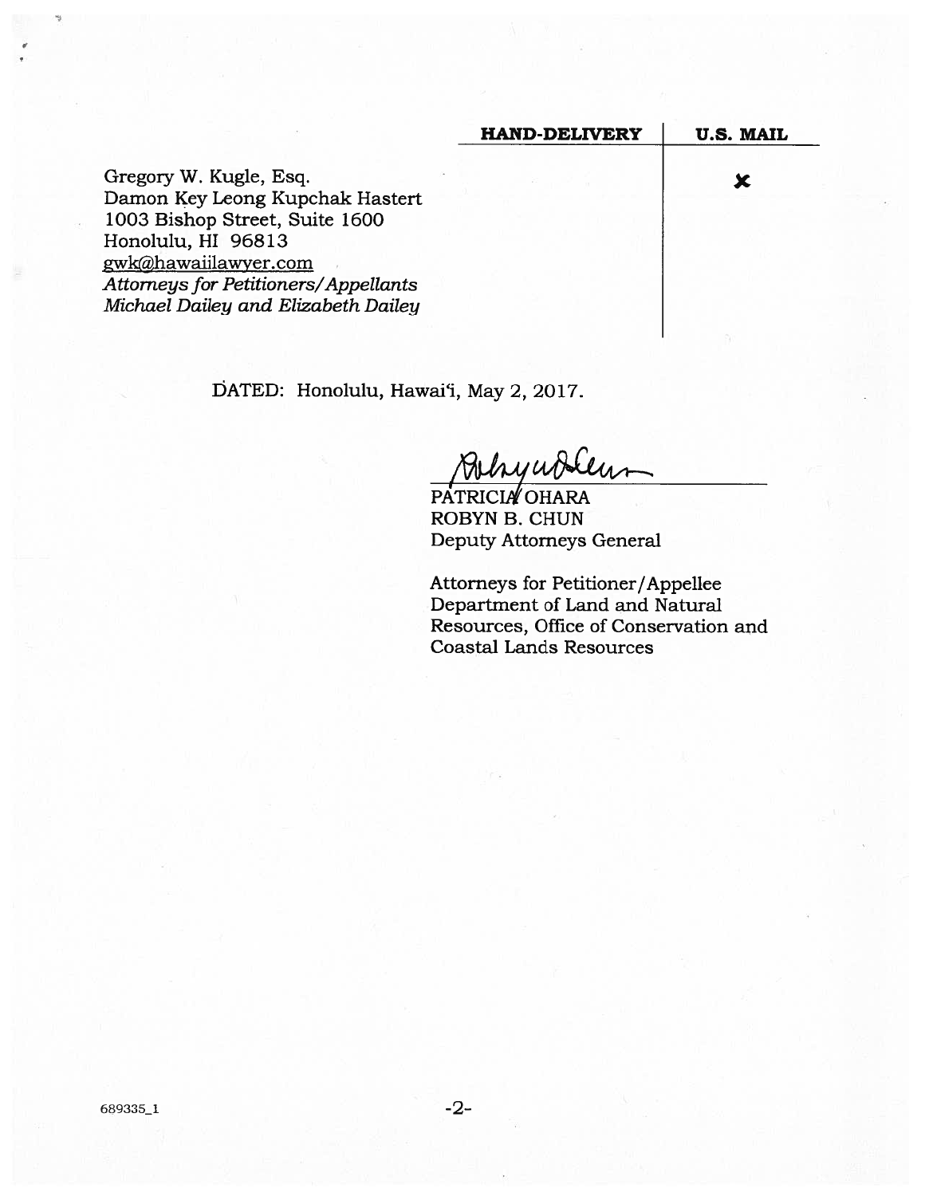| | HAND-DELIVERY | U.S. MAIL |
|---|---|---|
| Gregory W. Kugle, Esq.<br>Damon Key Leong Kupchak Hastert<br>1003 Bishop Street, Suite 1600<br>Honolulu, HI 96813<br>gwk@hawaiilawyer.com<br>*Attorneys for Petitioners/Appellants Michael Dailey and Elizabeth Dailey* | | x |

DATED: Honolulu, Hawai'i, May 2, 2017.

PATRICIA OHARA
ROBYN B. CHUN
Deputy Attorneys General

Attorneys for Petitioner/Appellee
Department of Land and Natural
Resources, Office of Conservation and
Coastal Lands Resources

689335_1